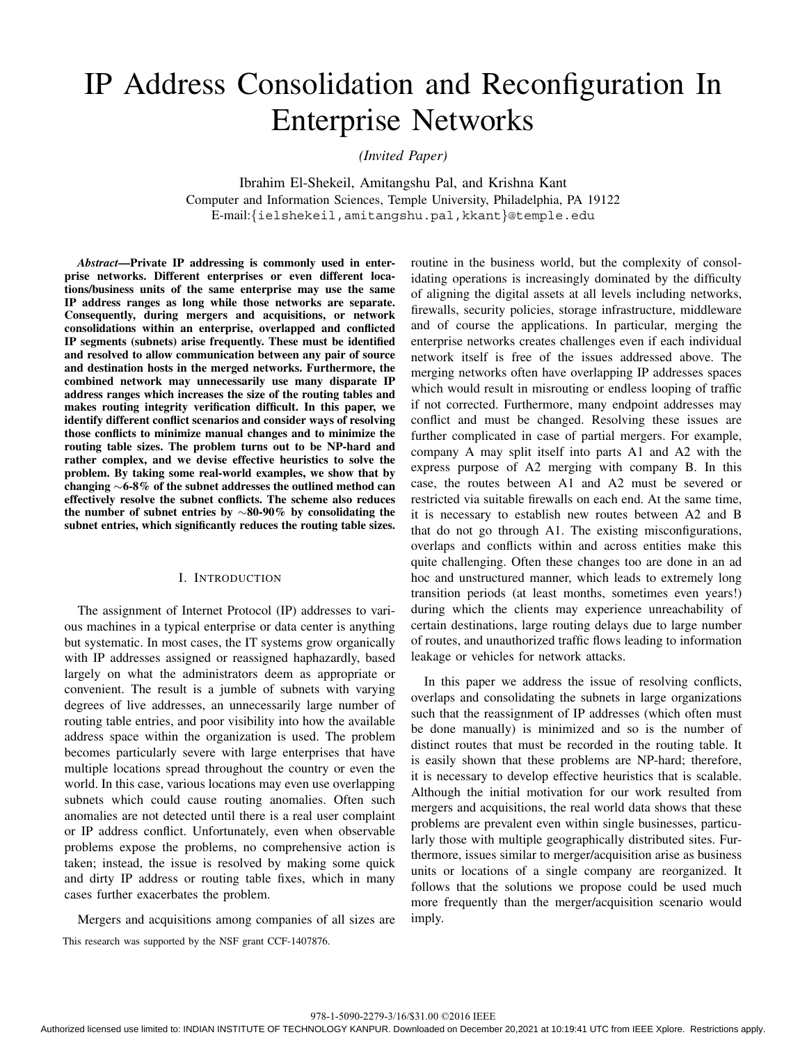# IP Address Consolidation and Reconfiguration In Enterprise Networks

*(Invited Paper)*

Ibrahim El-Shekeil, Amitangshu Pal, and Krishna Kant
Computer and Information Sciences, Temple University, Philadelphia, PA 19122
E-mail:{ielshekeil,amitangshu.pal,kkant}@temple.edu

***Abstract*—Private IP addressing is commonly used in enterprise networks. Different enterprises or even different locations/business units of the same enterprise may use the same IP address ranges as long while those networks are separate. Consequently, during mergers and acquisitions, or network consolidations within an enterprise, overlapped and conflicted IP segments (subnets) arise frequently. These must be identified and resolved to allow communication between any pair of source and destination hosts in the merged networks. Furthermore, the combined network may unnecessarily use many disparate IP address ranges which increases the size of the routing tables and makes routing integrity verification difficult. In this paper, we identify different conflict scenarios and consider ways of resolving those conflicts to minimize manual changes and to minimize the routing table sizes. The problem turns out to be NP-hard and rather complex, and we devise effective heuristics to solve the problem. By taking some real-world examples, we show that by changing ∼6-8% of the subnet addresses the outlined method can effectively resolve the subnet conflicts. The scheme also reduces the number of subnet entries by ∼80-90% by consolidating the subnet entries, which significantly reduces the routing table sizes.**

## I. Introduction

The assignment of Internet Protocol (IP) addresses to various machines in a typical enterprise or data center is anything but systematic. In most cases, the IT systems grow organically with IP addresses assigned or reassigned haphazardly, based largely on what the administrators deem as appropriate or convenient. The result is a jumble of subnets with varying degrees of live addresses, an unnecessarily large number of routing table entries, and poor visibility into how the available address space within the organization is used. The problem becomes particularly severe with large enterprises that have multiple locations spread throughout the country or even the world. In this case, various locations may even use overlapping subnets which could cause routing anomalies. Often such anomalies are not detected until there is a real user complaint or IP address conflict. Unfortunately, even when observable problems expose the problems, no comprehensive action is taken; instead, the issue is resolved by making some quick and dirty IP address or routing table fixes, which in many cases further exacerbates the problem.

Mergers and acquisitions among companies of all sizes are routine in the business world, but the complexity of consolidating operations is increasingly dominated by the difficulty of aligning the digital assets at all levels including networks, firewalls, security policies, storage infrastructure, middleware and of course the applications. In particular, merging the enterprise networks creates challenges even if each individual network itself is free of the issues addressed above. The merging networks often have overlapping IP addresses spaces which would result in misrouting or endless looping of traffic if not corrected. Furthermore, many endpoint addresses may conflict and must be changed. Resolving these issues are further complicated in case of partial mergers. For example, company A may split itself into parts A1 and A2 with the express purpose of A2 merging with company B. In this case, the routes between A1 and A2 must be severed or restricted via suitable firewalls on each end. At the same time, it is necessary to establish new routes between A2 and B that do not go through A1. The existing misconfigurations, overlaps and conflicts within and across entities make this quite challenging. Often these changes too are done in an ad hoc and unstructured manner, which leads to extremely long transition periods (at least months, sometimes even years!) during which the clients may experience unreachability of certain destinations, large routing delays due to large number of routes, and unauthorized traffic flows leading to information leakage or vehicles for network attacks.

In this paper we address the issue of resolving conflicts, overlaps and consolidating the subnets in large organizations such that the reassignment of IP addresses (which often must be done manually) is minimized and so is the number of distinct routes that must be recorded in the routing table. It is easily shown that these problems are NP-hard; therefore, it is necessary to develop effective heuristics that is scalable. Although the initial motivation for our work resulted from mergers and acquisitions, the real world data shows that these problems are prevalent even within single businesses, particularly those with multiple geographically distributed sites. Furthermore, issues similar to merger/acquisition arise as business units or locations of a single company are reorganized. It follows that the solutions we propose could be used much more frequently than the merger/acquisition scenario would imply.

This research was supported by the NSF grant CCF-1407876.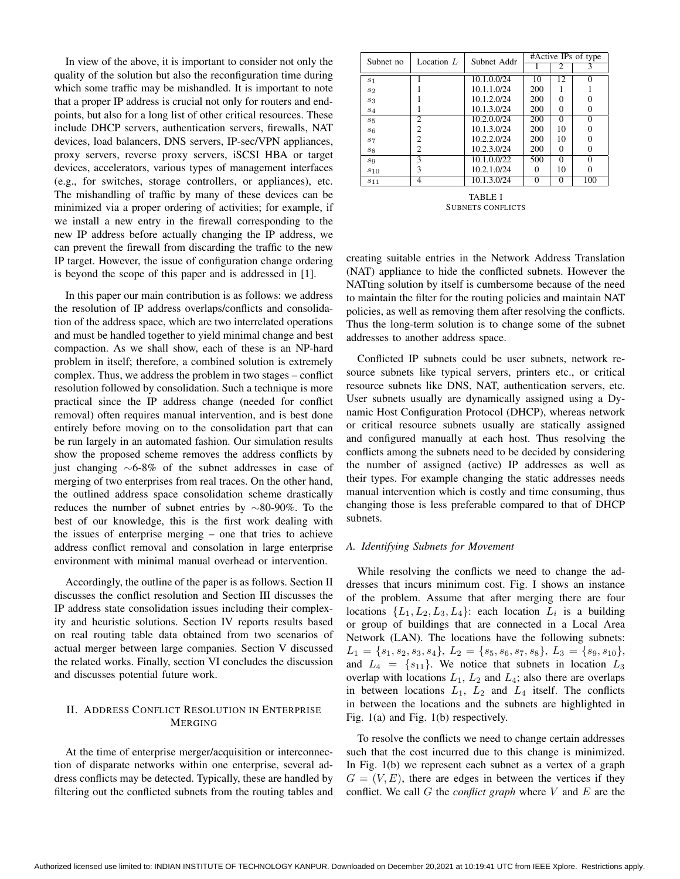In view of the above, it is important to consider not only the quality of the solution but also the reconfiguration time during which some traffic may be mishandled. It is important to note that a proper IP address is crucial not only for routers and endpoints, but also for a long list of other critical resources. These include DHCP servers, authentication servers, firewalls, NAT devices, load balancers, DNS servers, IP-sec/VPN appliances, proxy servers, reverse proxy servers, iSCSI HBA or target devices, accelerators, various types of management interfaces (e.g., for switches, storage controllers, or appliances), etc. The mishandling of traffic by many of these devices can be minimized via a proper ordering of activities; for example, if we install a new entry in the firewall corresponding to the new IP address before actually changing the IP address, we can prevent the firewall from discarding the traffic to the new IP target. However, the issue of configuration change ordering is beyond the scope of this paper and is addressed in [1].

In this paper our main contribution is as follows: we address the resolution of IP address overlaps/conflicts and consolidation of the address space, which are two interrelated operations and must be handled together to yield minimal change and best compaction. As we shall show, each of these is an NP-hard problem in itself; therefore, a combined solution is extremely complex. Thus, we address the problem in two stages – conflict resolution followed by consolidation. Such a technique is more practical since the IP address change (needed for conflict removal) often requires manual intervention, and is best done entirely before moving on to the consolidation part that can be run largely in an automated fashion. Our simulation results show the proposed scheme removes the address conflicts by just changing ∼6-8% of the subnet addresses in case of merging of two enterprises from real traces. On the other hand, the outlined address space consolidation scheme drastically reduces the number of subnet entries by ∼80-90%. To the best of our knowledge, this is the first work dealing with the issues of enterprise merging – one that tries to achieve address conflict removal and consolation in large enterprise environment with minimal manual overhead or intervention.

Accordingly, the outline of the paper is as follows. Section II discusses the conflict resolution and Section III discusses the IP address state consolidation issues including their complexity and heuristic solutions. Section IV reports results based on real routing table data obtained from two scenarios of actual merger between large companies. Section V discussed the related works. Finally, section VI concludes the discussion and discusses potential future work.

## II. Address Conflict Resolution in Enterprise Merging

At the time of enterprise merger/acquisition or interconnection of disparate networks within one enterprise, several address conflicts may be detected. Typically, these are handled by filtering out the conflicted subnets from the routing tables and creating suitable entries in the Network Address Translation (NAT) appliance to hide the conflicted subnets. However the NATting solution by itself is cumbersome because of the need to maintain the filter for the routing policies and maintain NAT policies, as well as removing them after resolving the conflicts. Thus the long-term solution is to change some of the subnet addresses to another address space.

| Subnet no | Location $L$ | Subnet Addr | #Active IPs of type | | |
|---|---|---|---|---|---|
| | | | 1 | 2 | 3 |
| $s_1$ | 1 | 10.1.0.0/24 | 10 | 12 | 0 |
| $s_2$ | 1 | 10.1.1.0/24 | 200 | 1 | 1 |
| $s_3$ | 1 | 10.1.2.0/24 | 200 | 0 | 0 |
| $s_4$ | 1 | 10.1.3.0/24 | 200 | 0 | 0 |
| $s_5$ | 2 | 10.2.0.0/24 | 200 | 0 | 0 |
| $s_6$ | 2 | 10.1.3.0/24 | 200 | 10 | 0 |
| $s_7$ | 2 | 10.2.2.0/24 | 200 | 10 | 0 |
| $s_8$ | 2 | 10.2.3.0/24 | 200 | 0 | 0 |
| $s_9$ | 3 | 10.1.0.0/22 | 500 | 0 | 0 |
| $s_{10}$ | 3 | 10.2.1.0/24 | 0 | 10 | 0 |
| $s_{11}$ | 4 | 10.1.3.0/24 | 0 | 0 | 100 |

TABLE I
SUBNETS CONFLICTS

Conflicted IP subnets could be user subnets, network resource subnets like typical servers, printers etc., or critical resource subnets like DNS, NAT, authentication servers, etc. User subnets usually are dynamically assigned using a Dynamic Host Configuration Protocol (DHCP), whereas network or critical resource subnets usually are statically assigned and configured manually at each host. Thus resolving the conflicts among the subnets need to be decided by considering the number of assigned (active) IP addresses as well as their types. For example changing the static addresses needs manual intervention which is costly and time consuming, thus changing those is less preferable compared to that of DHCP subnets.

### *A. Identifying Subnets for Movement*

While resolving the conflicts we need to change the addresses that incurs minimum cost. Fig. I shows an instance of the problem. Assume that after merging there are four locations $\{L_1, L_2, L_3, L_4\}$: each location $L_i$ is a building or group of buildings that are connected in a Local Area Network (LAN). The locations have the following subnets: $L_1 = \{s_1, s_2, s_3, s_4\}$, $L_2 = \{s_5, s_6, s_7, s_8\}$, $L_3 = \{s_9, s_{10}\}$, and $L_4 = \{s_{11}\}$. We notice that subnets in location $L_3$ overlap with locations $L_1$, $L_2$ and $L_4$; also there are overlaps in between locations $L_1$, $L_2$ and $L_4$ itself. The conflicts in between the locations and the subnets are highlighted in Fig. 1(a) and Fig. 1(b) respectively.

To resolve the conflicts we need to change certain addresses such that the cost incurred due to this change is minimized. In Fig. 1(b) we represent each subnet as a vertex of a graph $G = (V, E)$, there are edges in between the vertices if they conflict. We call $G$ the *conflict graph* where $V$ and $E$ are the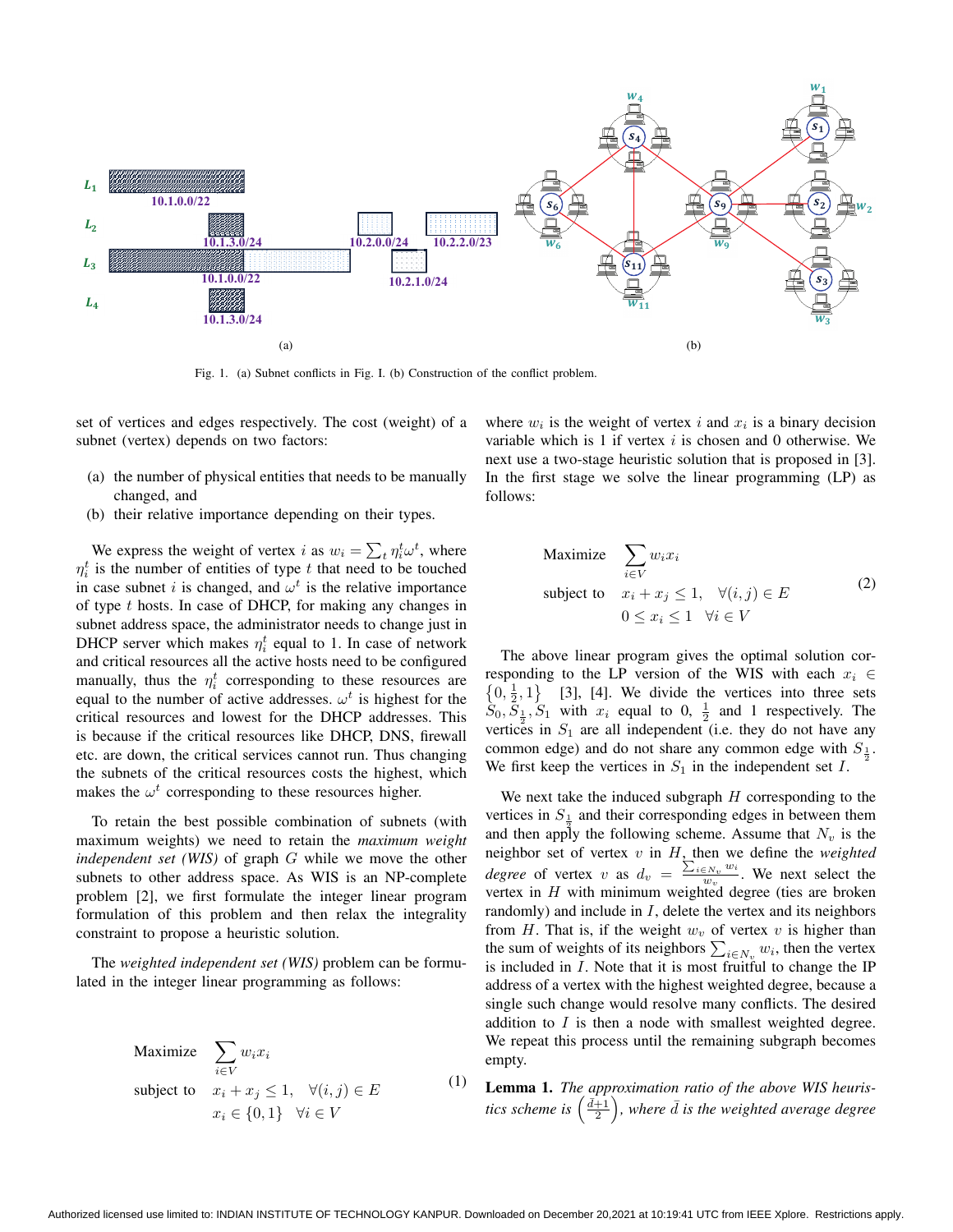Fig. 1. (a) Subnet conflicts in Fig. I. (b) Construction of the conflict problem.

set of vertices and edges respectively. The cost (weight) of a subnet (vertex) depends on two factors:

(a) the number of physical entities that needs to be manually changed, and
(b) their relative importance depending on their types.

We express the weight of vertex $i$ as $w_i = \sum_t \eta_i^t \omega^t$, where $\eta_i^t$ is the number of entities of type $t$ that need to be touched in case subnet $i$ is changed, and $\omega^t$ is the relative importance of type $t$ hosts. In case of DHCP, for making any changes in subnet address space, the administrator needs to change just in DHCP server which makes $\eta_i^t$ equal to 1. In case of network and critical resources all the active hosts need to be configured manually, thus the $\eta_i^t$ corresponding to these resources are equal to the number of active addresses. $\omega^t$ is highest for the critical resources and lowest for the DHCP addresses. This is because if the critical resources like DHCP, DNS, firewall etc. are down, the critical services cannot run. Thus changing the subnets of the critical resources costs the highest, which makes the $\omega^t$ corresponding to these resources higher.

To retain the best possible combination of subnets (with maximum weights) we need to retain the *maximum weight independent set (WIS)* of graph $G$ while we move the other subnets to other address space. As WIS is an NP-complete problem [2], we first formulate the integer linear program formulation of this problem and then relax the integrality constraint to propose a heuristic solution.

The *weighted independent set (WIS)* problem can be formulated in the integer linear programming as follows:

$$
\begin{aligned}
\text{Maximize} \quad & \sum_{i \in V} w_i x_i \\
\text{subject to} \quad & x_i + x_j \leq 1, \quad \forall (i,j) \in E \\
& x_i \in \{0,1\} \quad \forall i \in V
\end{aligned}
\tag{1}
$$

where $w_i$ is the weight of vertex $i$ and $x_i$ is a binary decision variable which is 1 if vertex $i$ is chosen and 0 otherwise. We next use a two-stage heuristic solution that is proposed in [3]. In the first stage we solve the linear programming (LP) as follows:

$$
\begin{aligned}
\text{Maximize} \quad & \sum_{i \in V} w_i x_i \\
\text{subject to} \quad & x_i + x_j \leq 1, \quad \forall (i,j) \in E \\
& 0 \leq x_i \leq 1 \quad \forall i \in V
\end{aligned}
\tag{2}
$$

The above linear program gives the optimal solution corresponding to the LP version of the WIS with each $x_i \in \{0, \frac{1}{2}, 1\}$ [3], [4]. We divide the vertices into three sets $S_0, S_{\frac{1}{2}}, S_1$ with $x_i$ equal to 0, $\frac{1}{2}$ and 1 respectively. The vertices in $S_1$ are all independent (i.e. they do not have any common edge) and do not share any common edge with $S_{\frac{1}{2}}$. We first keep the vertices in $S_1$ in the independent set $I$.

We next take the induced subgraph $H$ corresponding to the vertices in $S_{\frac{1}{2}}$ and their corresponding edges in between them and then apply the following scheme. Assume that $N_v$ is the neighbor set of vertex $v$ in $H$, then we define the *weighted degree* of vertex $v$ as $d_v = \frac{\sum_{i \in N_v} w_i}{w_v}$. We next select the vertex in $H$ with minimum weighted degree (ties are broken randomly) and include in $I$, delete the vertex and its neighbors from $H$. That is, if the weight $w_v$ of vertex $v$ is higher than the sum of weights of its neighbors $\sum_{i \in N_v} w_i$, then the vertex is included in $I$. Note that it is most fruitful to change the IP address of a vertex with the highest weighted degree, because a single such change would resolve many conflicts. The desired addition to $I$ is then a node with smallest weighted degree. We repeat this process until the remaining subgraph becomes empty.

**Lemma 1.** *The approximation ratio of the above WIS heuristics scheme is* $\left(\frac{\bar{d}+1}{2}\right)$*, where* $\bar{d}$ *is the weighted average degree*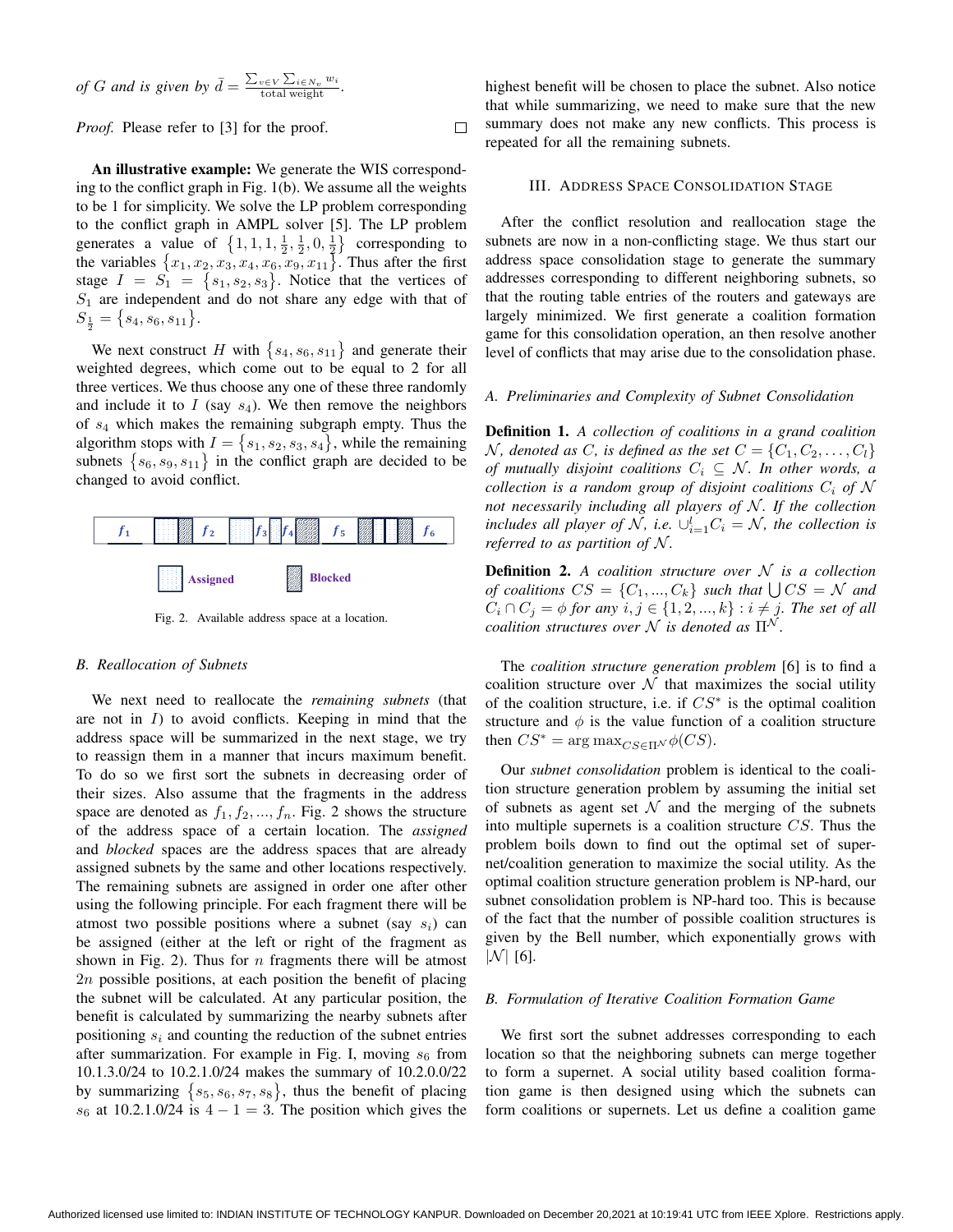of $G$ and is given by $\bar{d} = \frac{\sum_{v \in V} \sum_{i \in N_v} w_i}{\text{total weight}}$.

*Proof.* Please refer to [3] for the proof. □

**An illustrative example:** We generate the WIS corresponding to the conflict graph in Fig. 1(b). We assume all the weights to be 1 for simplicity. We solve the LP problem corresponding to the conflict graph in AMPL solver [5]. The LP problem generates a value of $\{1, 1, 1, \frac{1}{2}, \frac{1}{2}, 0, \frac{1}{2}\}$ corresponding to the variables $\{x_1, x_2, x_3, x_4, x_6, x_9, x_{11}\}$. Thus after the first stage $I = S_1 = \{s_1, s_2, s_3\}$. Notice that the vertices of $S_1$ are independent and do not share any edge with that of $S_{\frac{1}{2}} = \{s_4, s_6, s_{11}\}$.

We next construct $H$ with $\{s_4, s_6, s_{11}\}$ and generate their weighted degrees, which come out to be equal to 2 for all three vertices. We thus choose any one of these three randomly and include it to $I$ (say $s_4$). We then remove the neighbors of $s_4$ which makes the remaining subgraph empty. Thus the algorithm stops with $I = \{s_1, s_2, s_3, s_4\}$, while the remaining subnets $\{s_6, s_9, s_{11}\}$ in the conflict graph are decided to be changed to avoid conflict.

Fig. 2. Available address space at a location.

### B. Reallocation of Subnets

We next need to reallocate the *remaining subnets* (that are not in $I$) to avoid conflicts. Keeping in mind that the address space will be summarized in the next stage, we try to reassign them in a manner that incurs maximum benefit. To do so we first sort the subnets in decreasing order of their sizes. Also assume that the fragments in the address space are denoted as $f_1, f_2, ..., f_n$. Fig. 2 shows the structure of the address space of a certain location. The *assigned* and *blocked* spaces are the address spaces that are already assigned subnets by the same and other locations respectively. The remaining subnets are assigned in order one after other using the following principle. For each fragment there will be atmost two possible positions where a subnet (say $s_i$) can be assigned (either at the left or right of the fragment as shown in Fig. 2). Thus for $n$ fragments there will be atmost $2n$ possible positions, at each position the benefit of placing the subnet will be calculated. At any particular position, the benefit is calculated by summarizing the nearby subnets after positioning $s_i$ and counting the reduction of the subnet entries after summarization. For example in Fig. I, moving $s_6$ from 10.1.3.0/24 to 10.2.1.0/24 makes the summary of 10.2.0.0/22 by summarizing $\{s_5, s_6, s_7, s_8\}$, thus the benefit of placing $s_6$ at 10.2.1.0/24 is $4 - 1 = 3$. The position which gives the highest benefit will be chosen to place the subnet. Also notice that while summarizing, we need to make sure that the new summary does not make any new conflicts. This process is repeated for all the remaining subnets.

## III. Address Space Consolidation Stage

After the conflict resolution and reallocation stage the subnets are now in a non-conflicting stage. We thus start our address space consolidation stage to generate the summary addresses corresponding to different neighboring subnets, so that the routing table entries of the routers and gateways are largely minimized. We first generate a coalition formation game for this consolidation operation, an then resolve another level of conflicts that may arise due to the consolidation phase.

### A. Preliminaries and Complexity of Subnet Consolidation

**Definition 1.** *A collection of coalitions in a grand coalition $\mathcal{N}$, denoted as $C$, is defined as the set $C = \{C_1, C_2, \ldots, C_l\}$ of mutually disjoint coalitions $C_i \subseteq \mathcal{N}$. In other words, a collection is a random group of disjoint coalitions $C_i$ of $\mathcal{N}$ not necessarily including all players of $\mathcal{N}$. If the collection includes all player of $\mathcal{N}$, i.e. $\cup_{i=1}^{l} C_i = \mathcal{N}$, the collection is referred to as partition of $\mathcal{N}$.*

**Definition 2.** *A coalition structure over $\mathcal{N}$ is a collection of coalitions $CS = \{C_1, ..., C_k\}$ such that $\bigcup CS = \mathcal{N}$ and $C_i \cap C_j = \phi$ for any $i, j \in \{1, 2, ..., k\} : i \neq j$. The set of all coalition structures over $\mathcal{N}$ is denoted as $\Pi^{\mathcal{N}}$.*

The *coalition structure generation problem* [6] is to find a coalition structure over $\mathcal{N}$ that maximizes the social utility of the coalition structure, i.e. if $CS^*$ is the optimal coalition structure and $\phi$ is the value function of a coalition structure then $CS^* = \arg\max_{CS \in \Pi^{\mathcal{N}}} \phi(CS)$.

Our *subnet consolidation* problem is identical to the coalition structure generation problem by assuming the initial set of subnets as agent set $\mathcal{N}$ and the merging of the subnets into multiple supernets is a coalition structure $CS$. Thus the problem boils down to find out the optimal set of supernet/coalition generation to maximize the social utility. As the optimal coalition structure generation problem is NP-hard, our subnet consolidation problem is NP-hard too. This is because of the fact that the number of possible coalition structures is given by the Bell number, which exponentially grows with $|\mathcal{N}|$ [6].

### B. Formulation of Iterative Coalition Formation Game

We first sort the subnet addresses corresponding to each location so that the neighboring subnets can merge together to form a supernet. A social utility based coalition formation game is then designed using which the subnets can form coalitions or supernets. Let us define a coalition game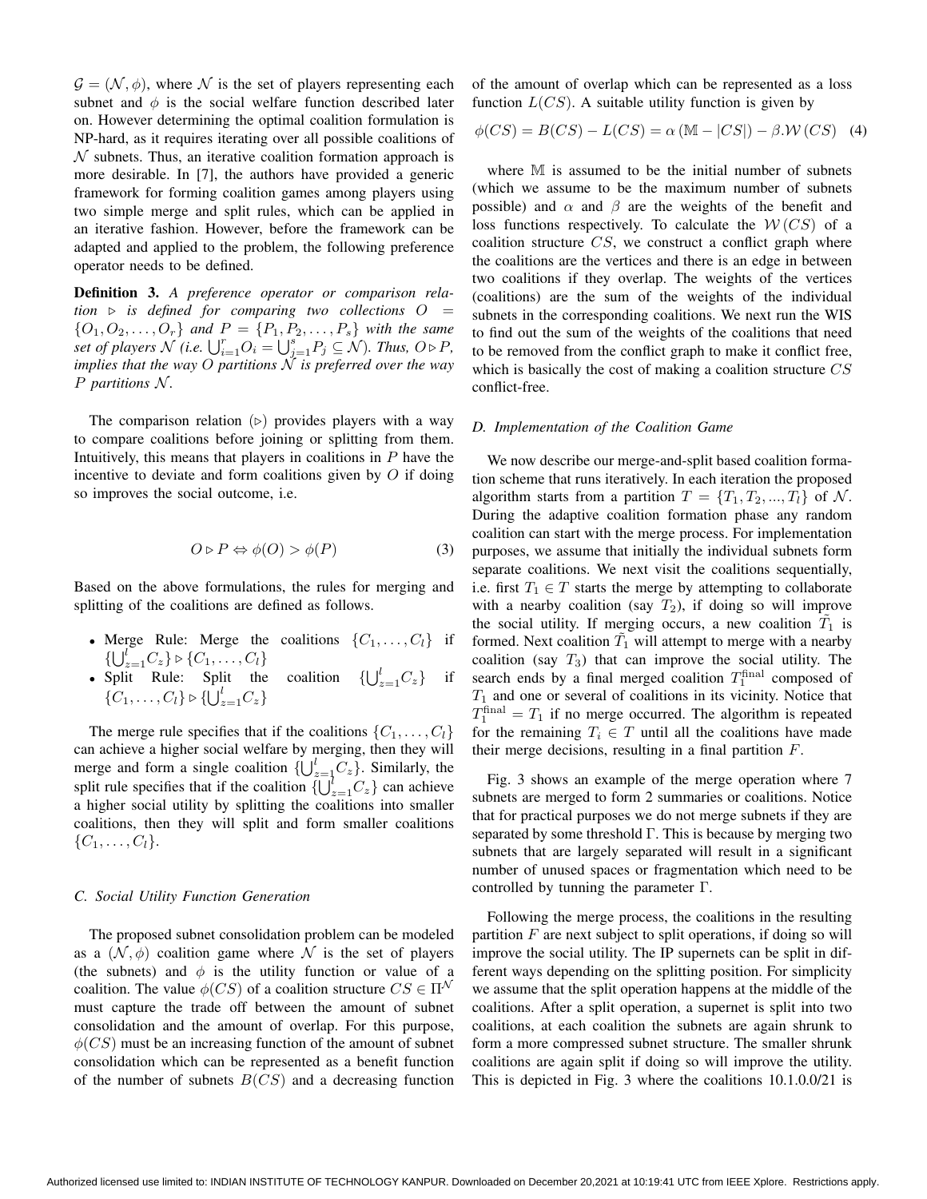$\mathcal{G} = (\mathcal{N}, \phi)$, where $\mathcal{N}$ is the set of players representing each subnet and $\phi$ is the social welfare function described later on. However determining the optimal coalition formulation is NP-hard, as it requires iterating over all possible coalitions of $\mathcal{N}$ subnets. Thus, an iterative coalition formation approach is more desirable. In [7], the authors have provided a generic framework for forming coalition games among players using two simple merge and split rules, which can be applied in an iterative fashion. However, before the framework can be adapted and applied to the problem, the following preference operator needs to be defined.

**Definition 3.** *A preference operator or comparison relation $\triangleright$ is defined for comparing two collections $O = \{O_1, O_2, \ldots, O_r\}$ and $P = \{P_1, P_2, \ldots, P_s\}$ with the same set of players $\mathcal{N}$ (i.e. $\bigcup_{i=1}^{r} O_i = \bigcup_{j=1}^{s} P_j \subseteq \mathcal{N}$). Thus, $O \triangleright P$, implies that the way $O$ partitions $\mathcal{N}$ is preferred over the way $P$ partitions $\mathcal{N}$.*

The comparison relation ($\triangleright$) provides players with a way to compare coalitions before joining or splitting from them. Intuitively, this means that players in coalitions in $P$ have the incentive to deviate and form coalitions given by $O$ if doing so improves the social outcome, i.e.

$$O \triangleright P \Leftrightarrow \phi(O) > \phi(P) \tag{3}$$

Based on the above formulations, the rules for merging and splitting of the coalitions are defined as follows.

- Merge Rule: Merge the coalitions $\{C_1, \ldots, C_l\}$ if $\{\bigcup_{z=1}^{l} C_z\} \triangleright \{C_1, \ldots, C_l\}$
- Split Rule: Split the coalition $\{\bigcup_{z=1}^{l} C_z\}$ if $\{C_1, \ldots, C_l\} \triangleright \{\bigcup_{z=1}^{l} C_z\}$

The merge rule specifies that if the coalitions $\{C_1, \ldots, C_l\}$ can achieve a higher social welfare by merging, then they will merge and form a single coalition $\{\bigcup_{z=1}^{l} C_z\}$. Similarly, the split rule specifies that if the coalition $\{\bigcup_{z=1}^{l} C_z\}$ can achieve a higher social utility by splitting the coalitions into smaller coalitions, then they will split and form smaller coalitions $\{C_1, \ldots, C_l\}$.

### C. Social Utility Function Generation

The proposed subnet consolidation problem can be modeled as a $(\mathcal{N}, \phi)$ coalition game where $\mathcal{N}$ is the set of players (the subnets) and $\phi$ is the utility function or value of a coalition. The value $\phi(CS)$ of a coalition structure $CS \in \Pi^{\mathcal{N}}$ must capture the trade off between the amount of subnet consolidation and the amount of overlap. For this purpose, $\phi(CS)$ must be an increasing function of the amount of subnet consolidation which can be represented as a benefit function of the number of subnets $B(CS)$ and a decreasing function of the amount of overlap which can be represented as a loss function $L(CS)$. A suitable utility function is given by

$$\phi(CS) = B(CS) - L(CS) = \alpha \left(\mathbb{M} - |CS|\right) - \beta . \mathcal{W}\left(CS\right) \tag{4}$$

where $\mathbb{M}$ is assumed to be the initial number of subnets (which we assume to be the maximum number of subnets possible) and $\alpha$ and $\beta$ are the weights of the benefit and loss functions respectively. To calculate the $\mathcal{W}(CS)$ of a coalition structure $CS$, we construct a conflict graph where the coalitions are the vertices and there is an edge in between two coalitions if they overlap. The weights of the vertices (coalitions) are the sum of the weights of the individual subnets in the corresponding coalitions. We next run the WIS to find out the sum of the weights of the coalitions that need to be removed from the conflict graph to make it conflict free, which is basically the cost of making a coalition structure $CS$ conflict-free.

### D. Implementation of the Coalition Game

We now describe our merge-and-split based coalition formation scheme that runs iteratively. In each iteration the proposed algorithm starts from a partition $T = \{T_1, T_2, ..., T_l\}$ of $\mathcal{N}$. During the adaptive coalition formation phase any random coalition can start with the merge process. For implementation purposes, we assume that initially the individual subnets form separate coalitions. We next visit the coalitions sequentially, i.e. first $T_1 \in T$ starts the merge by attempting to collaborate with a nearby coalition (say $T_2$), if doing so will improve the social utility. If merging occurs, a new coalition $\tilde{T}_1$ is formed. Next coalition $\tilde{T}_1$ will attempt to merge with a nearby coalition (say $T_3$) that can improve the social utility. The search ends by a final merged coalition $T_1^{\text{final}}$ composed of $T_1$ and one or several of coalitions in its vicinity. Notice that $T_1^{\text{final}} = T_1$ if no merge occurred. The algorithm is repeated for the remaining $T_i \in T$ until all the coalitions have made their merge decisions, resulting in a final partition $F$.

Fig. 3 shows an example of the merge operation where 7 subnets are merged to form 2 summaries or coalitions. Notice that for practical purposes we do not merge subnets if they are separated by some threshold $\Gamma$. This is because by merging two subnets that are largely separated will result in a significant number of unused spaces or fragmentation which need to be controlled by tunning the parameter $\Gamma$.

Following the merge process, the coalitions in the resulting partition $F$ are next subject to split operations, if doing so will improve the social utility. The IP supernets can be split in different ways depending on the splitting position. For simplicity we assume that the split operation happens at the middle of the coalitions. After a split operation, a supernet is split into two coalitions, at each coalition the subnets are again shrunk to form a more compressed subnet structure. The smaller shrunk coalitions are again split if doing so will improve the utility. This is depicted in Fig. 3 where the coalitions 10.1.0.0/21 is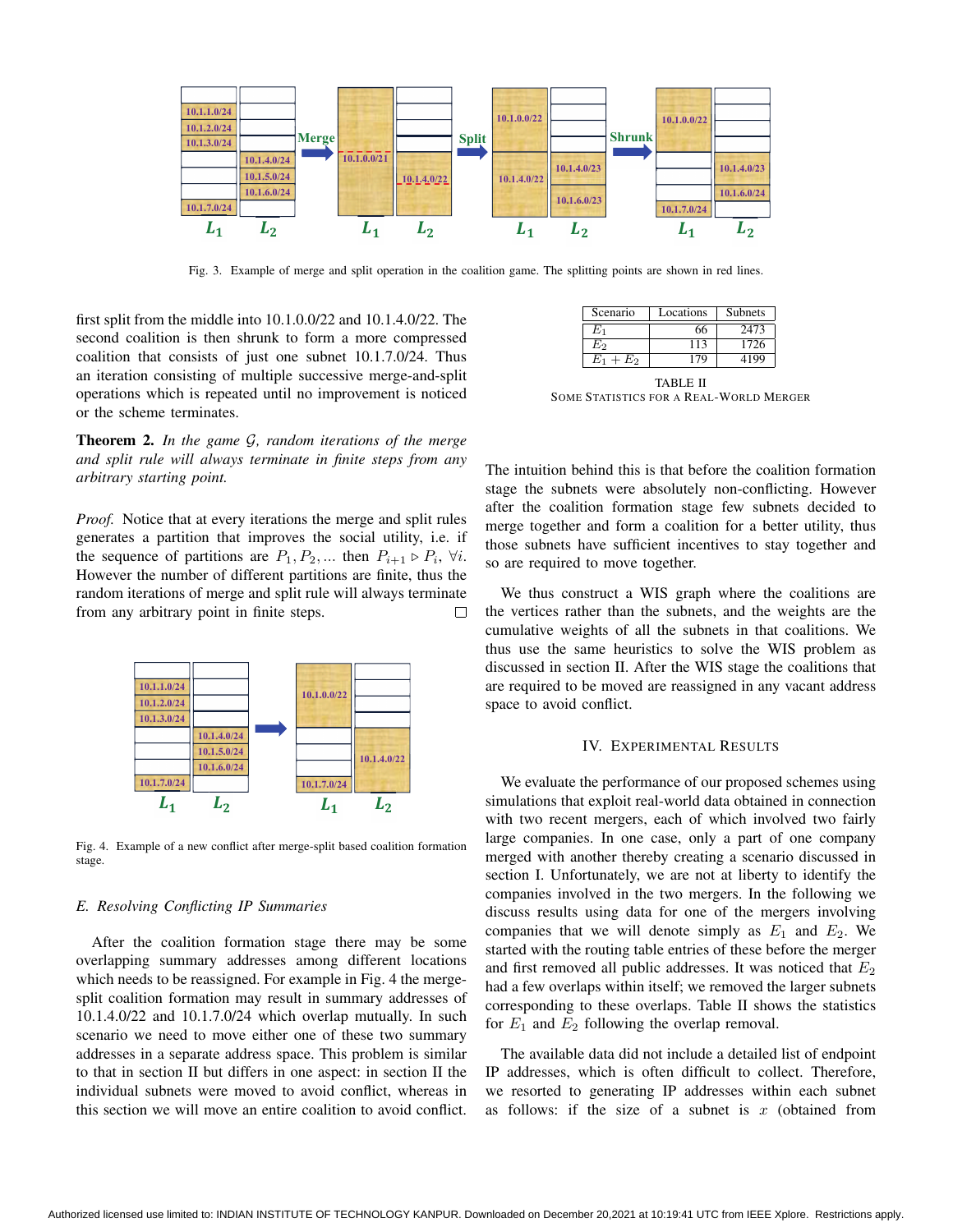Fig. 3. Example of merge and split operation in the coalition game. The splitting points are shown in red lines.

first split from the middle into 10.1.0.0/22 and 10.1.4.0/22. The second coalition is then shrunk to form a more compressed coalition that consists of just one subnet 10.1.7.0/24. Thus an iteration consisting of multiple successive merge-and-split operations which is repeated until no improvement is noticed or the scheme terminates.

**Theorem 2.** *In the game $\mathcal{G}$, random iterations of the merge and split rule will always terminate in finite steps from any arbitrary starting point.*

*Proof.* Notice that at every iterations the merge and split rules generates a partition that improves the social utility, i.e. if the sequence of partitions are $P_1, P_2, ...$ then $P_{i+1} \triangleright P_i$, $\forall i$. However the number of different partitions are finite, thus the random iterations of merge and split rule will always terminate from any arbitrary point in finite steps. □

Fig. 4. Example of a new conflict after merge-split based coalition formation stage.

### *E. Resolving Conflicting IP Summaries*

After the coalition formation stage there may be some overlapping summary addresses among different locations which needs to be reassigned. For example in Fig. 4 the merge-split coalition formation may result in summary addresses of 10.1.4.0/22 and 10.1.7.0/24 which overlap mutually. In such scenario we need to move either one of these two summary addresses in a separate address space. This problem is similar to that in section II but differs in one aspect: in section II the individual subnets were moved to avoid conflict, whereas in this section we will move an entire coalition to avoid conflict.

| Scenario | Locations | Subnets |
|---|---|---|
| $E_1$ | 66 | 2473 |
| $E_2$ | 113 | 1726 |
| $E_1 + E_2$ | 179 | 4199 |

TABLE II
SOME STATISTICS FOR A REAL-WORLD MERGER

The intuition behind this is that before the coalition formation stage the subnets were absolutely non-conflicting. However after the coalition formation stage few subnets decided to merge together and form a coalition for a better utility, thus those subnets have sufficient incentives to stay together and so are required to move together.

We thus construct a WIS graph where the coalitions are the vertices rather than the subnets, and the weights are the cumulative weights of all the subnets in that coalitions. We thus use the same heuristics to solve the WIS problem as discussed in section II. After the WIS stage the coalitions that are required to be moved are reassigned in any vacant address space to avoid conflict.

## IV. EXPERIMENTAL RESULTS

We evaluate the performance of our proposed schemes using simulations that exploit real-world data obtained in connection with two recent mergers, each of which involved two fairly large companies. In one case, only a part of one company merged with another thereby creating a scenario discussed in section I. Unfortunately, we are not at liberty to identify the companies involved in the two mergers. In the following we discuss results using data for one of the mergers involving companies that we will denote simply as $E_1$ and $E_2$. We started with the routing table entries of these before the merger and first removed all public addresses. It was noticed that $E_2$ had a few overlaps within itself; we removed the larger subnets corresponding to these overlaps. Table II shows the statistics for $E_1$ and $E_2$ following the overlap removal.

The available data did not include a detailed list of endpoint IP addresses, which is often difficult to collect. Therefore, we resorted to generating IP addresses within each subnet as follows: if the size of a subnet is $x$ (obtained from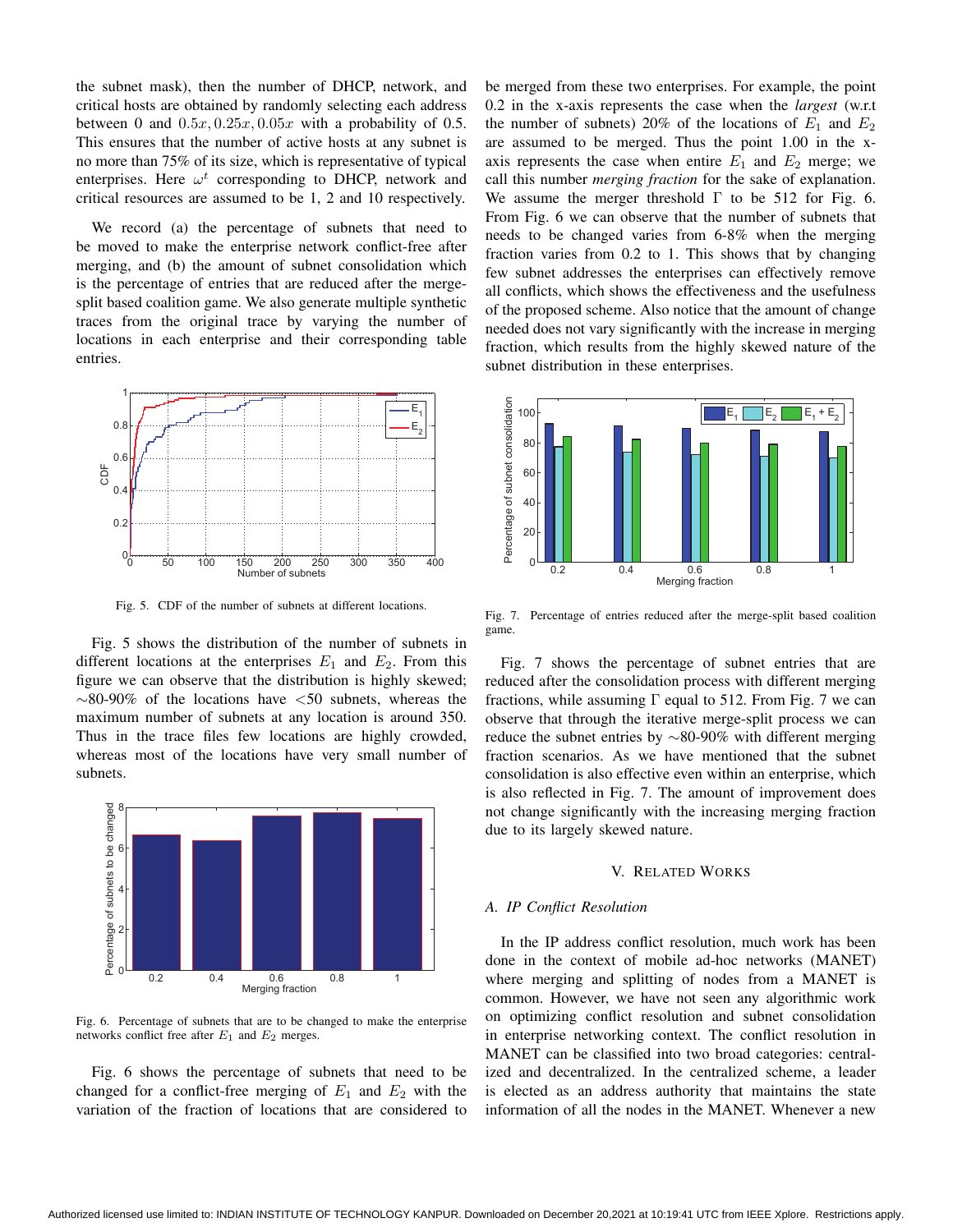the subnet mask), then the number of DHCP, network, and critical hosts are obtained by randomly selecting each address between 0 and $0.5x, 0.25x, 0.05x$ with a probability of 0.5. This ensures that the number of active hosts at any subnet is no more than 75% of its size, which is representative of typical enterprises. Here $\omega^t$ corresponding to DHCP, network and critical resources are assumed to be 1, 2 and 10 respectively.

We record (a) the percentage of subnets that need to be moved to make the enterprise network conflict-free after merging, and (b) the amount of subnet consolidation which is the percentage of entries that are reduced after the merge-split based coalition game. We also generate multiple synthetic traces from the original trace by varying the number of locations in each enterprise and their corresponding table entries.

Fig. 5. CDF of the number of subnets at different locations.

Fig. 5 shows the distribution of the number of subnets in different locations at the enterprises $E_1$ and $E_2$. From this figure we can observe that the distribution is highly skewed; ~80-90% of the locations have <50 subnets, whereas the maximum number of subnets at any location is around 350. Thus in the trace files few locations are highly crowded, whereas most of the locations have very small number of subnets.

Fig. 6. Percentage of subnets that are to be changed to make the enterprise networks conflict free after $E_1$ and $E_2$ merges.

Fig. 6 shows the percentage of subnets that need to be changed for a conflict-free merging of $E_1$ and $E_2$ with the variation of the fraction of locations that are considered to be merged from these two enterprises. For example, the point 0.2 in the x-axis represents the case when the *largest* (w.r.t the number of subnets) 20% of the locations of $E_1$ and $E_2$ are assumed to be merged. Thus the point 1.00 in the x-axis represents the case when entire $E_1$ and $E_2$ merge; we call this number *merging fraction* for the sake of explanation. We assume the merger threshold $\Gamma$ to be 512 for Fig. 6. From Fig. 6 we can observe that the number of subnets that needs to be changed varies from 6-8% when the merging fraction varies from 0.2 to 1. This shows that by changing few subnet addresses the enterprises can effectively remove all conflicts, which shows the effectiveness and the usefulness of the proposed scheme. Also notice that the amount of change needed does not vary significantly with the increase in merging fraction, which results from the highly skewed nature of the subnet distribution in these enterprises.

Fig. 7. Percentage of entries reduced after the merge-split based coalition game.

Fig. 7 shows the percentage of subnet entries that are reduced after the consolidation process with different merging fractions, while assuming $\Gamma$ equal to 512. From Fig. 7 we can observe that through the iterative merge-split process we can reduce the subnet entries by ~80-90% with different merging fraction scenarios. As we have mentioned that the subnet consolidation is also effective even within an enterprise, which is also reflected in Fig. 7. The amount of improvement does not change significantly with the increasing merging fraction due to its largely skewed nature.

## V. Related Works

### A. IP Conflict Resolution

In the IP address conflict resolution, much work has been done in the context of mobile ad-hoc networks (MANET) where merging and splitting of nodes from a MANET is common. However, we have not seen any algorithmic work on optimizing conflict resolution and subnet consolidation in enterprise networking context. The conflict resolution in MANET can be classified into two broad categories: centralized and decentralized. In the centralized scheme, a leader is elected as an address authority that maintains the state information of all the nodes in the MANET. Whenever a new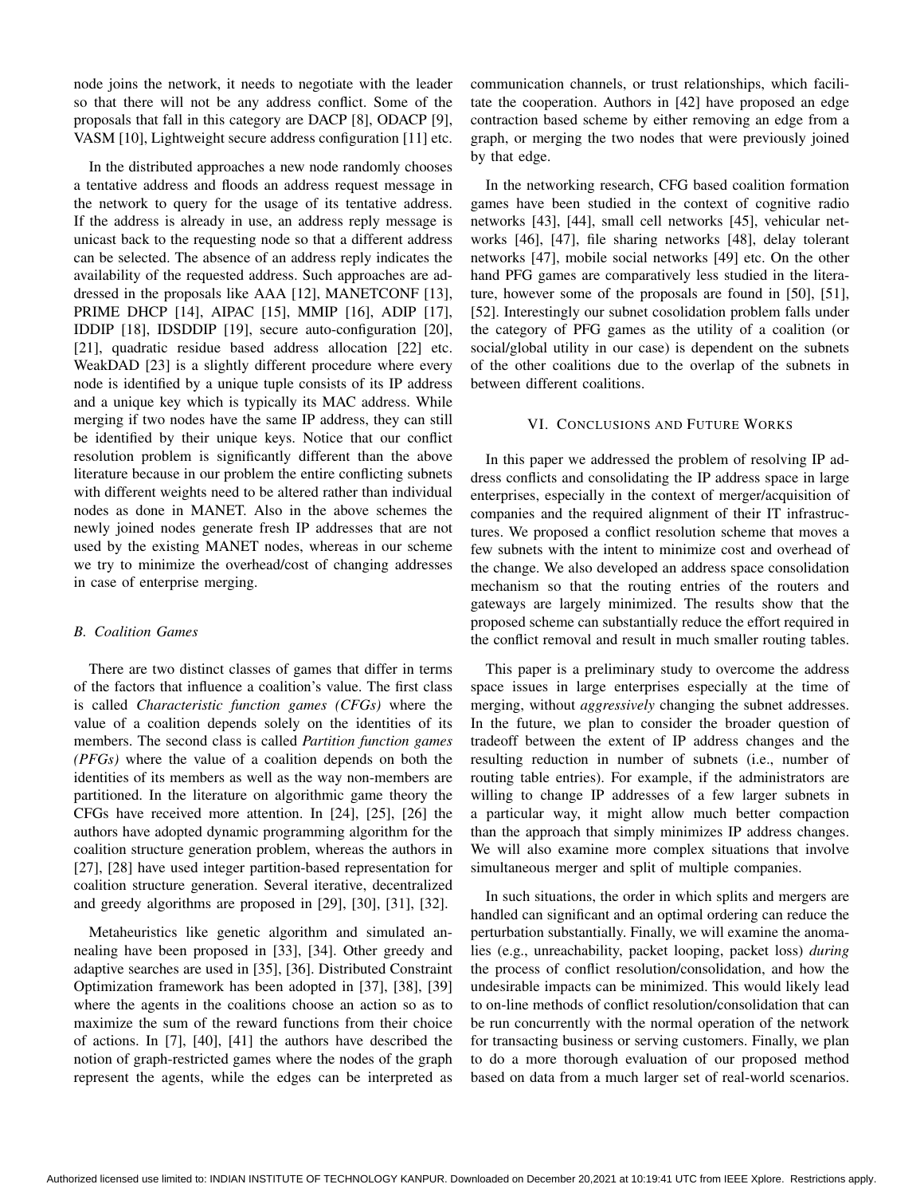node joins the network, it needs to negotiate with the leader so that there will not be any address conflict. Some of the proposals that fall in this category are DACP [8], ODACP [9], VASM [10], Lightweight secure address configuration [11] etc.

In the distributed approaches a new node randomly chooses a tentative address and floods an address request message in the network to query for the usage of its tentative address. If the address is already in use, an address reply message is unicast back to the requesting node so that a different address can be selected. The absence of an address reply indicates the availability of the requested address. Such approaches are addressed in the proposals like AAA [12], MANETCONF [13], PRIME DHCP [14], AIPAC [15], MMIP [16], ADIP [17], IDDIP [18], IDSDDIP [19], secure auto-configuration [20], [21], quadratic residue based address allocation [22] etc. WeakDAD [23] is a slightly different procedure where every node is identified by a unique tuple consists of its IP address and a unique key which is typically its MAC address. While merging if two nodes have the same IP address, they can still be identified by their unique keys. Notice that our conflict resolution problem is significantly different than the above literature because in our problem the entire conflicting subnets with different weights need to be altered rather than individual nodes as done in MANET. Also in the above schemes the newly joined nodes generate fresh IP addresses that are not used by the existing MANET nodes, whereas in our scheme we try to minimize the overhead/cost of changing addresses in case of enterprise merging.

### B. Coalition Games

There are two distinct classes of games that differ in terms of the factors that influence a coalition's value. The first class is called *Characteristic function games (CFGs)* where the value of a coalition depends solely on the identities of its members. The second class is called *Partition function games (PFGs)* where the value of a coalition depends on both the identities of its members as well as the way non-members are partitioned. In the literature on algorithmic game theory the CFGs have received more attention. In [24], [25], [26] the authors have adopted dynamic programming algorithm for the coalition structure generation problem, whereas the authors in [27], [28] have used integer partition-based representation for coalition structure generation. Several iterative, decentralized and greedy algorithms are proposed in [29], [30], [31], [32].

Metaheuristics like genetic algorithm and simulated annealing have been proposed in [33], [34]. Other greedy and adaptive searches are used in [35], [36]. Distributed Constraint Optimization framework has been adopted in [37], [38], [39] where the agents in the coalitions choose an action so as to maximize the sum of the reward functions from their choice of actions. In [7], [40], [41] the authors have described the notion of graph-restricted games where the nodes of the graph represent the agents, while the edges can be interpreted as communication channels, or trust relationships, which facilitate the cooperation. Authors in [42] have proposed an edge contraction based scheme by either removing an edge from a graph, or merging the two nodes that were previously joined by that edge.

In the networking research, CFG based coalition formation games have been studied in the context of cognitive radio networks [43], [44], small cell networks [45], vehicular networks [46], [47], file sharing networks [48], delay tolerant networks [47], mobile social networks [49] etc. On the other hand PFG games are comparatively less studied in the literature, however some of the proposals are found in [50], [51], [52]. Interestingly our subnet cosolidation problem falls under the category of PFG games as the utility of a coalition (or social/global utility in our case) is dependent on the subnets of the other coalitions due to the overlap of the subnets in between different coalitions.

## VI. Conclusions and Future Works

In this paper we addressed the problem of resolving IP address conflicts and consolidating the IP address space in large enterprises, especially in the context of merger/acquisition of companies and the required alignment of their IT infrastructures. We proposed a conflict resolution scheme that moves a few subnets with the intent to minimize cost and overhead of the change. We also developed an address space consolidation mechanism so that the routing entries of the routers and gateways are largely minimized. The results show that the proposed scheme can substantially reduce the effort required in the conflict removal and result in much smaller routing tables.

This paper is a preliminary study to overcome the address space issues in large enterprises especially at the time of merging, without *aggressively* changing the subnet addresses. In the future, we plan to consider the broader question of tradeoff between the extent of IP address changes and the resulting reduction in number of subnets (i.e., number of routing table entries). For example, if the administrators are willing to change IP addresses of a few larger subnets in a particular way, it might allow much better compaction than the approach that simply minimizes IP address changes. We will also examine more complex situations that involve simultaneous merger and split of multiple companies.

In such situations, the order in which splits and mergers are handled can significant and an optimal ordering can reduce the perturbation substantially. Finally, we will examine the anomalies (e.g., unreachability, packet looping, packet loss) *during* the process of conflict resolution/consolidation, and how the undesirable impacts can be minimized. This would likely lead to on-line methods of conflict resolution/consolidation that can be run concurrently with the normal operation of the network for transacting business or serving customers. Finally, we plan to do a more thorough evaluation of our proposed method based on data from a much larger set of real-world scenarios.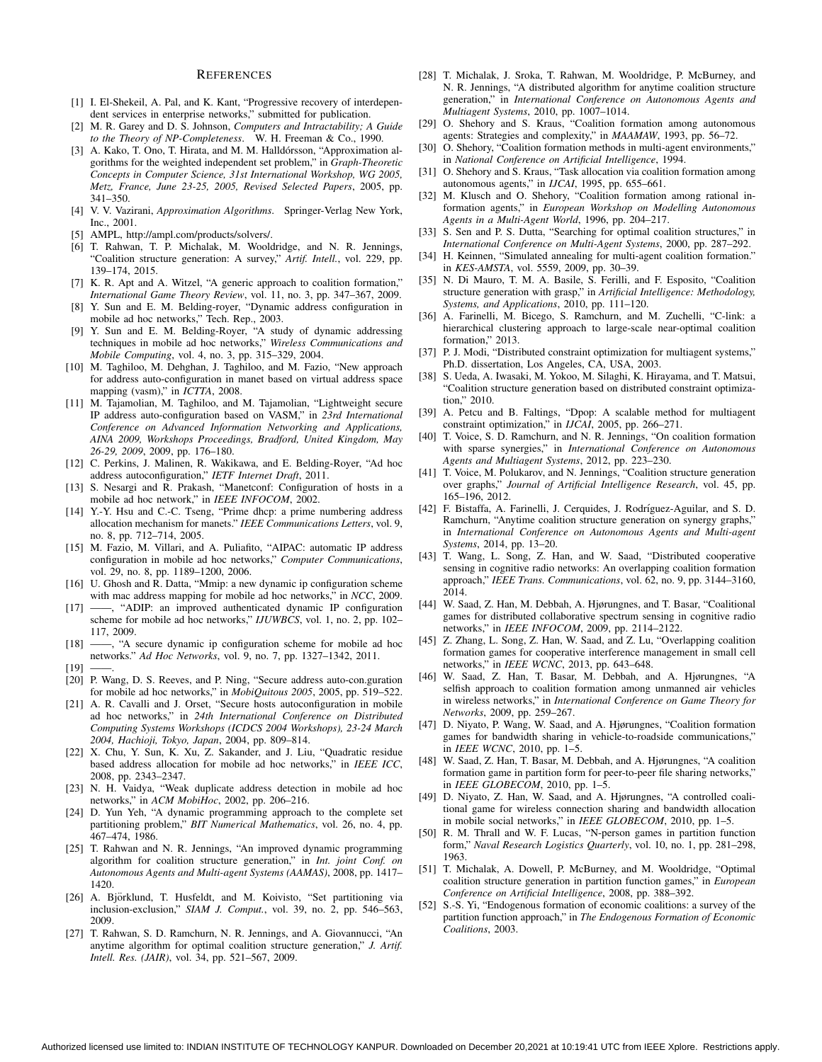## References

[1] I. El-Shekeil, A. Pal, and K. Kant, "Progressive recovery of interdependent services in enterprise networks," submitted for publication.

[2] M. R. Garey and D. S. Johnson, *Computers and Intractability; A Guide to the Theory of NP-Completeness*. W. H. Freeman & Co., 1990.

[3] A. Kako, T. Ono, T. Hirata, and M. M. Halldórsson, "Approximation algorithms for the weighted independent set problem," in *Graph-Theoretic Concepts in Computer Science, 31st International Workshop, WG 2005, Metz, France, June 23-25, 2005, Revised Selected Papers*, 2005, pp. 341–350.

[4] V. V. Vazirani, *Approximation Algorithms*. Springer-Verlag New York, Inc., 2001.

[5] AMPL, http://ampl.com/products/solvers/.

[6] T. Rahwan, T. P. Michalak, M. Wooldridge, and N. R. Jennings, "Coalition structure generation: A survey," *Artif. Intell.*, vol. 229, pp. 139–174, 2015.

[7] K. R. Apt and A. Witzel, "A generic approach to coalition formation," *International Game Theory Review*, vol. 11, no. 3, pp. 347–367, 2009.

[8] Y. Sun and E. M. Belding-royer, "Dynamic address configuration in mobile ad hoc networks," Tech. Rep., 2003.

[9] Y. Sun and E. M. Belding-Royer, "A study of dynamic addressing techniques in mobile ad hoc networks," *Wireless Communications and Mobile Computing*, vol. 4, no. 3, pp. 315–329, 2004.

[10] M. Taghiloo, M. Dehghan, J. Taghiloo, and M. Fazio, "New approach for address auto-configuration in manet based on virtual address space mapping (vasm)," in *ICTTA*, 2008.

[11] M. Tajamolian, M. Taghiloo, and M. Tajamolian, "Lightweight secure IP address auto-configuration based on VASM," in *23rd International Conference on Advanced Information Networking and Applications, AINA 2009, Workshops Proceedings, Bradford, United Kingdom, May 26-29, 2009*, 2009, pp. 176–180.

[12] C. Perkins, J. Malinen, R. Wakikawa, and E. Belding-Royer, "Ad hoc address autoconfiguration," *IETF Internet Draft*, 2011.

[13] S. Nesargi and R. Prakash, "Manetconf: Configuration of hosts in a mobile ad hoc network," in *IEEE INFOCOM*, 2002.

[14] Y.-Y. Hsu and C.-C. Tseng, "Prime dhcp: a prime numbering address allocation mechanism for manets." *IEEE Communications Letters*, vol. 9, no. 8, pp. 712–714, 2005.

[15] M. Fazio, M. Villari, and A. Puliafito, "AIPAC: automatic IP address configuration in mobile ad hoc networks," *Computer Communications*, vol. 29, no. 8, pp. 1189–1200, 2006.

[16] U. Ghosh and R. Datta, "Mmip: a new dynamic ip configuration scheme with mac address mapping for mobile ad hoc networks," in *NCC*, 2009.

[17] ——, "ADIP: an improved authenticated dynamic IP configuration scheme for mobile ad hoc networks," *IJUWBCS*, vol. 1, no. 2, pp. 102–117, 2009.

[18] ——, "A secure dynamic ip configuration scheme for mobile ad hoc networks." *Ad Hoc Networks*, vol. 9, no. 7, pp. 1327–1342, 2011.

[19] ——.

[20] P. Wang, D. S. Reeves, and P. Ning, "Secure address auto-con.guration for mobile ad hoc networks," in *MobiQuitous 2005*, 2005, pp. 519–522.

[21] A. R. Cavalli and J. Orset, "Secure hosts autoconfiguration in mobile ad hoc networks," in *24th International Conference on Distributed Computing Systems Workshops (ICDCS 2004 Workshops), 23-24 March 2004, Hachioji, Tokyo, Japan*, 2004, pp. 809–814.

[22] X. Chu, Y. Sun, K. Xu, Z. Sakander, and J. Liu, "Quadratic residue based address allocation for mobile ad hoc networks," in *IEEE ICC*, 2008, pp. 2343–2347.

[23] N. H. Vaidya, "Weak duplicate address detection in mobile ad hoc networks," in *ACM MobiHoc*, 2002, pp. 206–216.

[24] D. Yun Yeh, "A dynamic programming approach to the complete set partitioning problem," *BIT Numerical Mathematics*, vol. 26, no. 4, pp. 467–474, 1986.

[25] T. Rahwan and N. R. Jennings, "An improved dynamic programming algorithm for coalition structure generation," in *Int. joint Conf. on Autonomous Agents and Multi-agent Systems (AAMAS)*, 2008, pp. 1417–1420.

[26] A. Björklund, T. Husfeldt, and M. Koivisto, "Set partitioning via inclusion-exclusion," *SIAM J. Comput.*, vol. 39, no. 2, pp. 546–563, 2009.

[27] T. Rahwan, S. D. Ramchurn, N. R. Jennings, and A. Giovannucci, "An anytime algorithm for optimal coalition structure generation," *J. Artif. Intell. Res. (JAIR)*, vol. 34, pp. 521–567, 2009.

[28] T. Michalak, J. Sroka, T. Rahwan, M. Wooldridge, P. McBurney, and N. R. Jennings, "A distributed algorithm for anytime coalition structure generation," in *International Conference on Autonomous Agents and Multiagent Systems*, 2010, pp. 1007–1014.

[29] O. Shehory and S. Kraus, "Coalition formation among autonomous agents: Strategies and complexity," in *MAAMAW*, 1993, pp. 56–72.

[30] O. Shehory, "Coalition formation methods in multi-agent environments," in *National Conference on Artificial Intelligence*, 1994.

[31] O. Shehory and S. Kraus, "Task allocation via coalition formation among autonomous agents," in *IJCAI*, 1995, pp. 655–661.

[32] M. Klusch and O. Shehory, "Coalition formation among rational information agents," in *European Workshop on Modelling Autonomous Agents in a Multi-Agent World*, 1996, pp. 204–217.

[33] S. Sen and P. S. Dutta, "Searching for optimal coalition structures," in *International Conference on Multi-Agent Systems*, 2000, pp. 287–292.

[34] H. Keinnen, "Simulated annealing for multi-agent coalition formation." in *KES-AMSTA*, vol. 5559, 2009, pp. 30–39.

[35] N. Di Mauro, T. M. A. Basile, S. Ferilli, and F. Esposito, "Coalition structure generation with grasp," in *Artificial Intelligence: Methodology, Systems, and Applications*, 2010, pp. 111–120.

[36] A. Farinelli, M. Bicego, S. Ramchurn, and M. Zuchelli, "C-link: a hierarchical clustering approach to large-scale near-optimal coalition formation," 2013.

[37] P. J. Modi, "Distributed constraint optimization for multiagent systems," Ph.D. dissertation, Los Angeles, CA, USA, 2003.

[38] S. Ueda, A. Iwasaki, M. Yokoo, M. Silaghi, K. Hirayama, and T. Matsui, "Coalition structure generation based on distributed constraint optimization," 2010.

[39] A. Petcu and B. Faltings, "Dpop: A scalable method for multiagent constraint optimization," in *IJCAI*, 2005, pp. 266–271.

[40] T. Voice, S. D. Ramchurn, and N. R. Jennings, "On coalition formation with sparse synergies," in *International Conference on Autonomous Agents and Multiagent Systems*, 2012, pp. 223–230.

[41] T. Voice, M. Polukarov, and N. Jennings, "Coalition structure generation over graphs," *Journal of Artificial Intelligence Research*, vol. 45, pp. 165–196, 2012.

[42] F. Bistaffa, A. Farinelli, J. Cerquides, J. Rodríguez-Aguilar, and S. D. Ramchurn, "Anytime coalition structure generation on synergy graphs," in *International Conference on Autonomous Agents and Multi-agent Systems*, 2014, pp. 13–20.

[43] T. Wang, L. Song, Z. Han, and W. Saad, "Distributed cooperative sensing in cognitive radio networks: An overlapping coalition formation approach," *IEEE Trans. Communications*, vol. 62, no. 9, pp. 3144–3160, 2014.

[44] W. Saad, Z. Han, M. Debbah, A. Hjørungnes, and T. Basar, "Coalitional games for distributed collaborative spectrum sensing in cognitive radio networks," in *IEEE INFOCOM*, 2009, pp. 2114–2122.

[45] Z. Zhang, L. Song, Z. Han, W. Saad, and Z. Lu, "Overlapping coalition formation games for cooperative interference management in small cell networks," in *IEEE WCNC*, 2013, pp. 643–648.

[46] W. Saad, Z. Han, T. Basar, M. Debbah, and A. Hjørungnes, "A selfish approach to coalition formation among unmanned air vehicles in wireless networks," in *International Conference on Game Theory for Networks*, 2009, pp. 259–267.

[47] D. Niyato, P. Wang, W. Saad, and A. Hjørungnes, "Coalition formation games for bandwidth sharing in vehicle-to-roadside communications," in *IEEE WCNC*, 2010, pp. 1–5.

[48] W. Saad, Z. Han, T. Basar, M. Debbah, and A. Hjørungnes, "A coalition formation game in partition form for peer-to-peer file sharing networks," in *IEEE GLOBECOM*, 2010, pp. 1–5.

[49] D. Niyato, Z. Han, W. Saad, and A. Hjørungnes, "A controlled coalitional game for wireless connection sharing and bandwidth allocation in mobile social networks," in *IEEE GLOBECOM*, 2010, pp. 1–5.

[50] R. M. Thrall and W. F. Lucas, "N-person games in partition function form," *Naval Research Logistics Quarterly*, vol. 10, no. 1, pp. 281–298, 1963.

[51] T. Michalak, A. Dowell, P. McBurney, and M. Wooldridge, "Optimal coalition structure generation in partition function games," in *European Conference on Artificial Intelligence*, 2008, pp. 388–392.

[52] S.-S. Yi, "Endogenous formation of economic coalitions: a survey of the partition function approach," in *The Endogenous Formation of Economic Coalitions*, 2003.